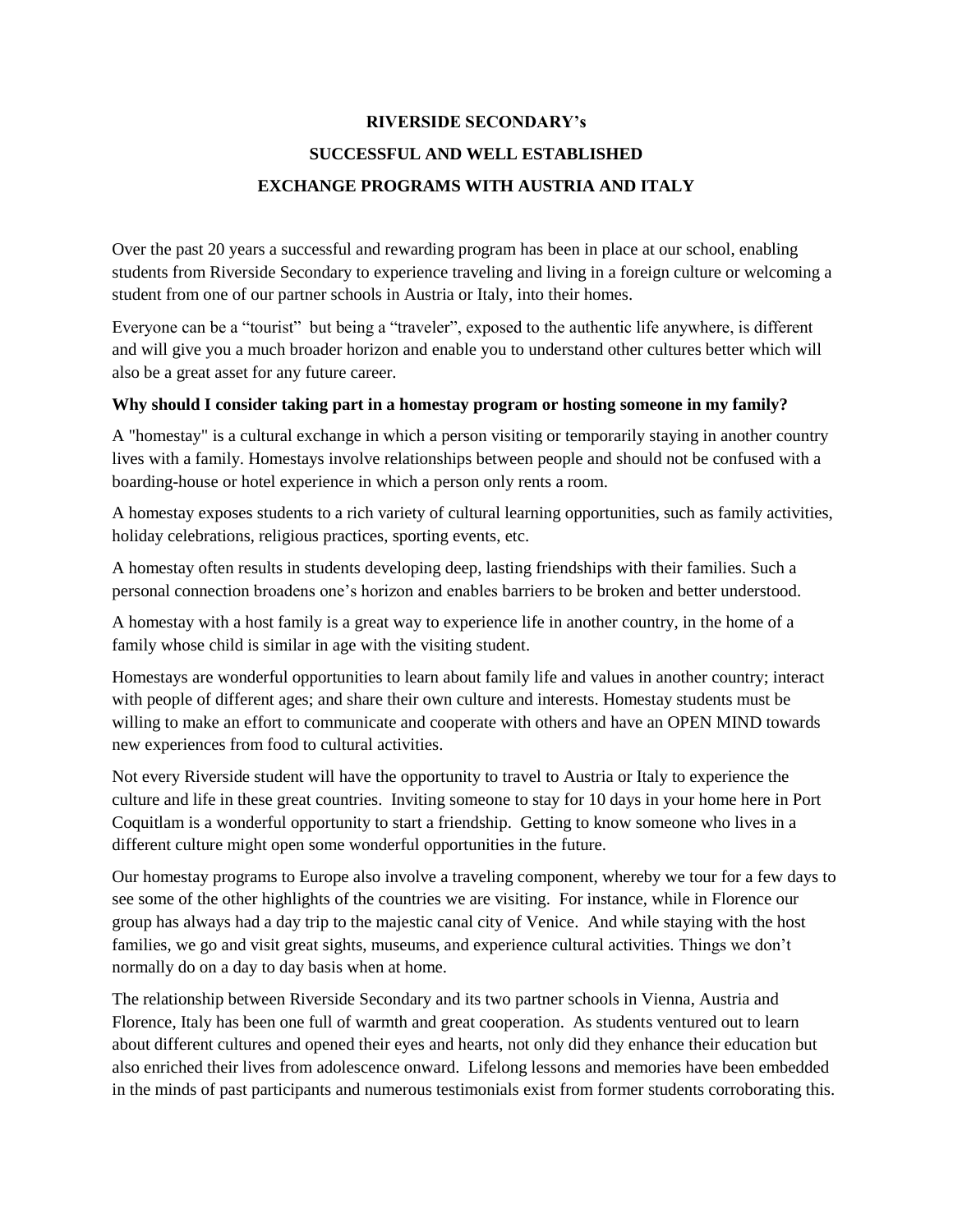# RIVERSIDE SECONDARY's
# SUCCESSFUL AND WELL ESTABLISHED
# EXCHANGE PROGRAMS WITH AUSTRIA AND ITALY

Over the past 20 years a successful and rewarding program has been in place at our school, enabling students from Riverside Secondary to experience traveling and living in a foreign culture or welcoming a student from one of our partner schools in Austria or Italy, into their homes.

Everyone can be a "tourist" but being a "traveler", exposed to the authentic life anywhere, is different and will give you a much broader horizon and enable you to understand other cultures better which will also be a great asset for any future career.

**Why should I consider taking part in a homestay program or hosting someone in my family?**

A "homestay" is a cultural exchange in which a person visiting or temporarily staying in another country lives with a family. Homestays involve relationships between people and should not be confused with a boarding-house or hotel experience in which a person only rents a room.

A homestay exposes students to a rich variety of cultural learning opportunities, such as family activities, holiday celebrations, religious practices, sporting events, etc.

A homestay often results in students developing deep, lasting friendships with their families. Such a personal connection broadens one's horizon and enables barriers to be broken and better understood.

A homestay with a host family is a great way to experience life in another country, in the home of a family whose child is similar in age with the visiting student.

Homestays are wonderful opportunities to learn about family life and values in another country; interact with people of different ages; and share their own culture and interests. Homestay students must be willing to make an effort to communicate and cooperate with others and have an OPEN MIND towards new experiences from food to cultural activities.

Not every Riverside student will have the opportunity to travel to Austria or Italy to experience the culture and life in these great countries. Inviting someone to stay for 10 days in your home here in Port Coquitlam is a wonderful opportunity to start a friendship. Getting to know someone who lives in a different culture might open some wonderful opportunities in the future.

Our homestay programs to Europe also involve a traveling component, whereby we tour for a few days to see some of the other highlights of the countries we are visiting. For instance, while in Florence our group has always had a day trip to the majestic canal city of Venice. And while staying with the host families, we go and visit great sights, museums, and experience cultural activities. Things we don't normally do on a day to day basis when at home.

The relationship between Riverside Secondary and its two partner schools in Vienna, Austria and Florence, Italy has been one full of warmth and great cooperation. As students ventured out to learn about different cultures and opened their eyes and hearts, not only did they enhance their education but also enriched their lives from adolescence onward. Lifelong lessons and memories have been embedded in the minds of past participants and numerous testimonials exist from former students corroborating this.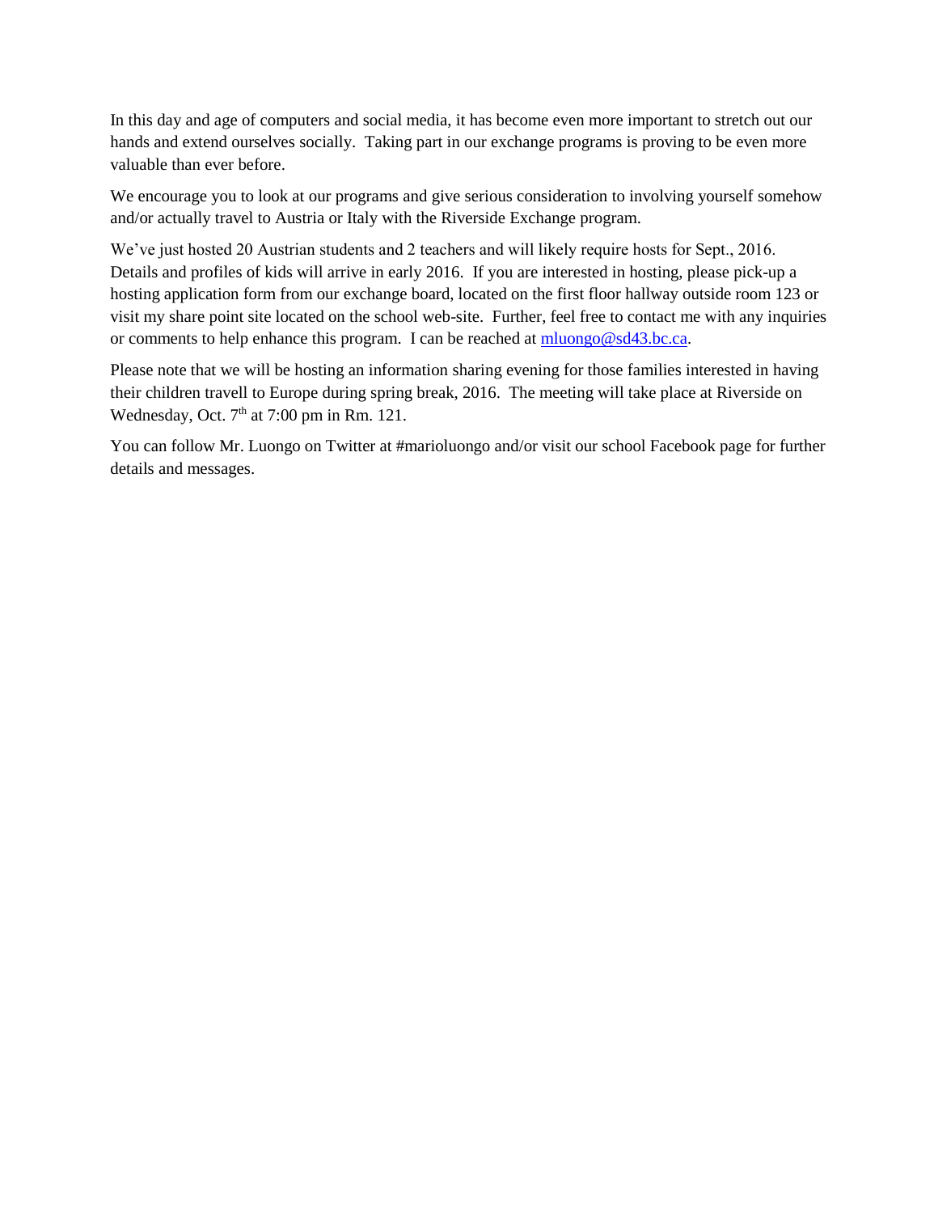In this day and age of computers and social media, it has become even more important to stretch out our hands and extend ourselves socially.  Taking part in our exchange programs is proving to be even more valuable than ever before.

We encourage you to look at our programs and give serious consideration to involving yourself somehow and/or actually travel to Austria or Italy with the Riverside Exchange program.

We've just hosted 20 Austrian students and 2 teachers and will likely require hosts for Sept., 2016. Details and profiles of kids will arrive in early 2016.  If you are interested in hosting, please pick-up a hosting application form from our exchange board, located on the first floor hallway outside room 123 or visit my share point site located on the school web-site.  Further, feel free to contact me with any inquiries or comments to help enhance this program.  I can be reached at mluongo@sd43.bc.ca.

Please note that we will be hosting an information sharing evening for those families interested in having their children travell to Europe during spring break, 2016.  The meeting will take place at Riverside on Wednesday, Oct. 7th at 7:00 pm in Rm. 121.

You can follow Mr. Luongo on Twitter at #marioluongo and/or visit our school Facebook page for further details and messages.